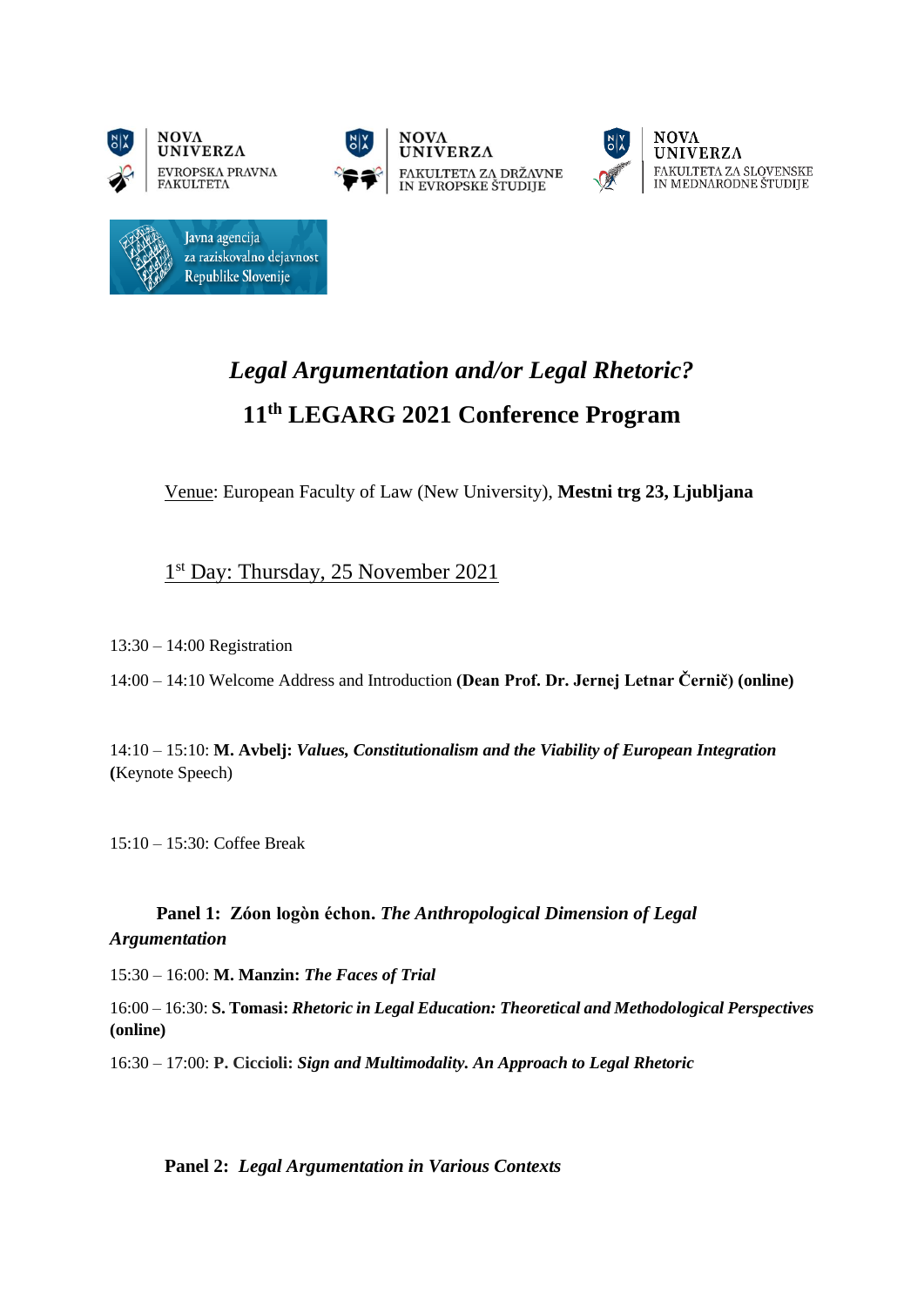NOVA UNIVERZA EVROPSKA PRAVNA FAKULTETA

NOVA UNIVERZA FAKULTETA ZA DRŽAVNE IN EVROPSKE ŠTUDIJE

NOVA UNIVERZA FAKULTETA ZA SLOVENSKE IN MEDNARODNE ŠTUDIJE

Javna agencija za raziskovalno dejavnost Republike Slovenije

# *Legal Argumentation and/or Legal Rhetoric?*

# 11th LEGARG 2021 Conference Program

Venue: European Faculty of Law (New University), **Mestni trg 23, Ljubljana**

## 1st Day: Thursday, 25 November 2021

13:30 – 14:00 Registration

14:00 – 14:10 Welcome Address and Introduction **(Dean Prof. Dr. Jernej Letnar Černič) (online)**

14:10 – 15:10: **M. Avbelj:** ***Values, Constitutionalism and the Viability of European Integration*** **(**Keynote Speech)

15:10 – 15:30: Coffee Break

### Panel 1: Zóon logòn échon. *The Anthropological Dimension of Legal Argumentation*

15:30 – 16:00: **M. Manzin:** ***The Faces of Trial***

16:00 – 16:30: **S. Tomasi:** ***Rhetoric in Legal Education: Theoretical and Methodological Perspectives*** **(online)**

16:30 – 17:00: **P. Ciccioli:** ***Sign and Multimodality. An Approach to Legal Rhetoric***

### Panel 2: *Legal Argumentation in Various Contexts*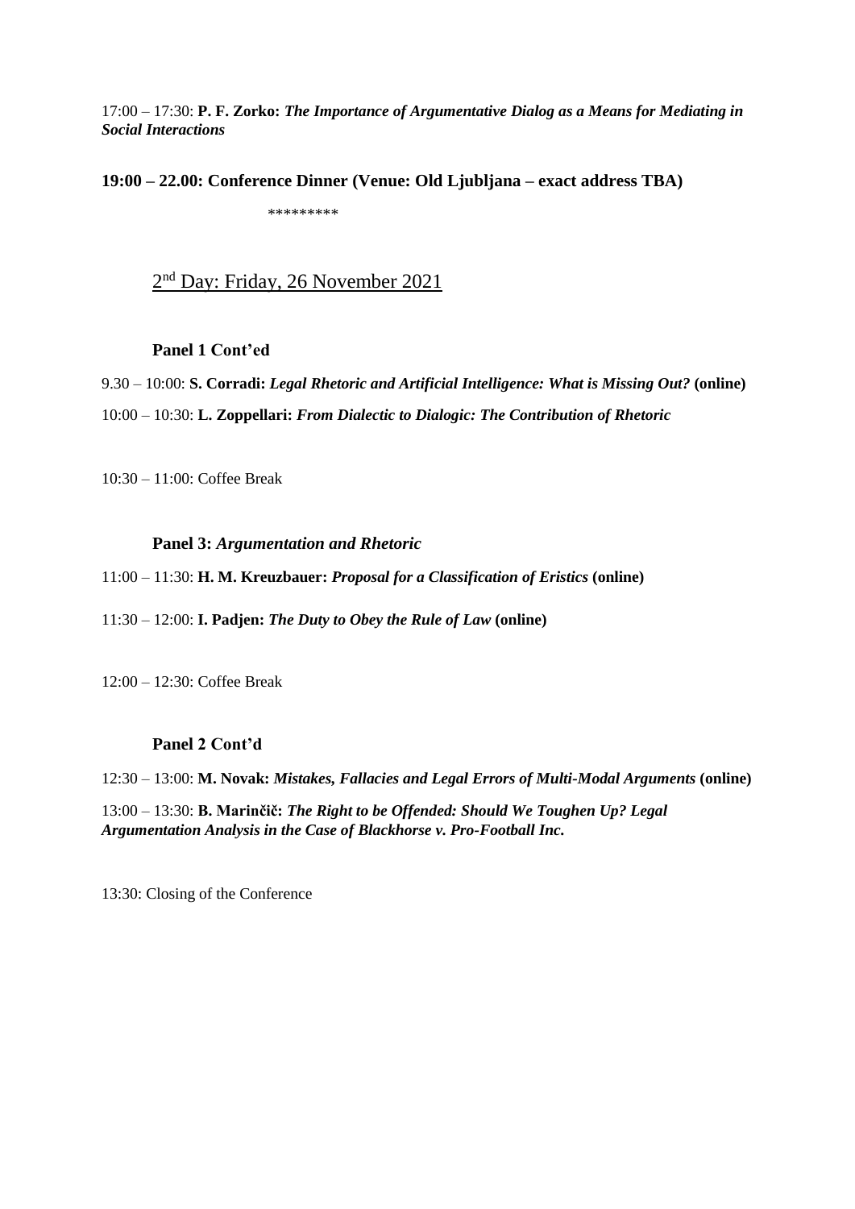17:00 – 17:30: **P. F. Zorko:** ***The Importance of Argumentative Dialog as a Means for Mediating in Social Interactions***

**19:00 – 22.00: Conference Dinner (Venue: Old Ljubljana – exact address TBA)**

*********

## 2nd Day: Friday, 26 November 2021

### Panel 1 Cont'ed

9.30 – 10:00: **S. Corradi:** ***Legal Rhetoric and Artificial Intelligence: What is Missing Out?*** **(online)**

10:00 – 10:30: **L. Zoppellari:** ***From Dialectic to Dialogic: The Contribution of Rhetoric***

10:30 – 11:00: Coffee Break

### Panel 3: *Argumentation and Rhetoric*

11:00 – 11:30: **H. M. Kreuzbauer:** ***Proposal for a Classification of Eristics*** **(online)**

11:30 – 12:00: **I. Padjen:** ***The Duty to Obey the Rule of Law*** **(online)**

12:00 – 12:30: Coffee Break

### Panel 2 Cont'd

12:30 – 13:00: **M. Novak:** ***Mistakes, Fallacies and Legal Errors of Multi-Modal Arguments*** **(online)**

13:00 – 13:30: **B. Marinčič:** ***The Right to be Offended: Should We Toughen Up? Legal Argumentation Analysis in the Case of Blackhorse v. Pro-Football Inc.***

13:30: Closing of the Conference